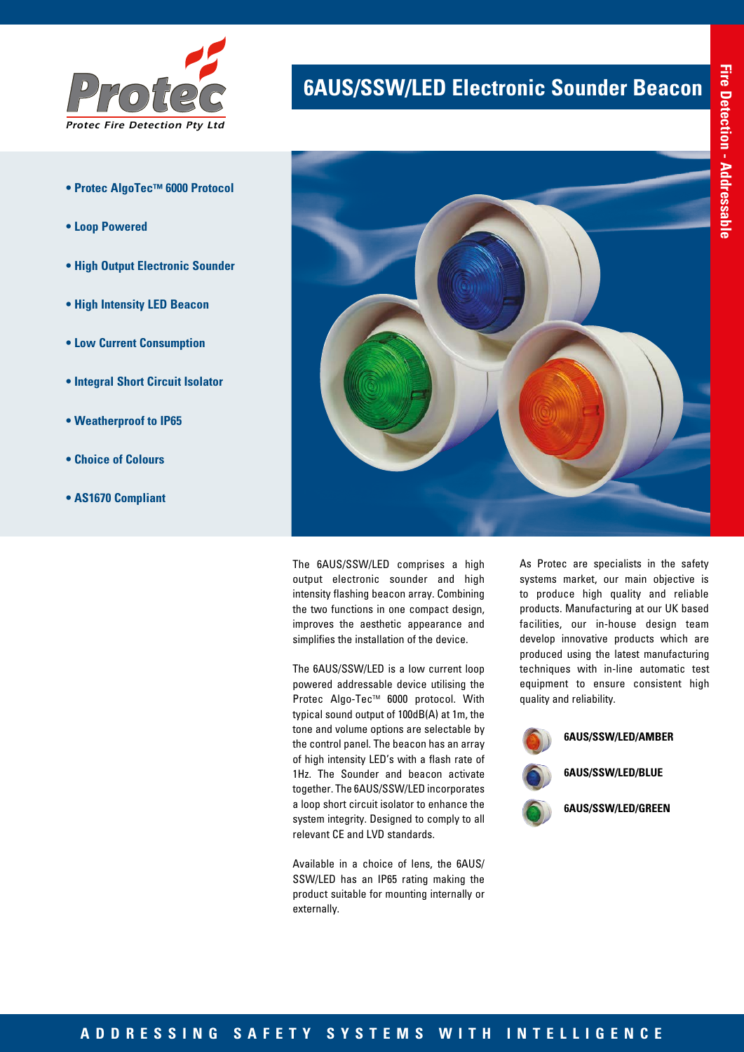Protec Fire Detection Pty Ltd

# 6AUS/SSW/LED Electronic Sounder Beacon

Fire Detection - Addressable

- **Protec AlgoTec™ 6000 Protocol**
- **Loop Powered**
- **High Output Electronic Sounder**
- **High Intensity LED Beacon**
- **Low Current Consumption**
- **Integral Short Circuit Isolator**
- **Weatherproof to IP65**
- **Choice of Colours**
- **AS1670 Compliant**

The 6AUS/SSW/LED comprises a high output electronic sounder and high intensity flashing beacon array. Combining the two functions in one compact design, improves the aesthetic appearance and simplifies the installation of the device.

The 6AUS/SSW/LED is a low current loop powered addressable device utilising the Protec Algo-Tec™ 6000 protocol. With typical sound output of 100dB(A) at 1m, the tone and volume options are selectable by the control panel. The beacon has an array of high intensity LED's with a flash rate of 1Hz. The Sounder and beacon activate together. The 6AUS/SSW/LED incorporates a loop short circuit isolator to enhance the system integrity. Designed to comply to all relevant CE and LVD standards.

Available in a choice of lens, the 6AUS/SSW/LED has an IP65 rating making the product suitable for mounting internally or externally.

As Protec are specialists in the safety systems market, our main objective is to produce high quality and reliable products. Manufacturing at our UK based facilities, our in-house design team develop innovative products which are produced using the latest manufacturing techniques with in-line automatic test equipment to ensure consistent high quality and reliability.

**6AUS/SSW/LED/AMBER**

**6AUS/SSW/LED/BLUE**

**6AUS/SSW/LED/GREEN**

ADDRESSING SAFETY SYSTEMS WITH INTELLIGENCE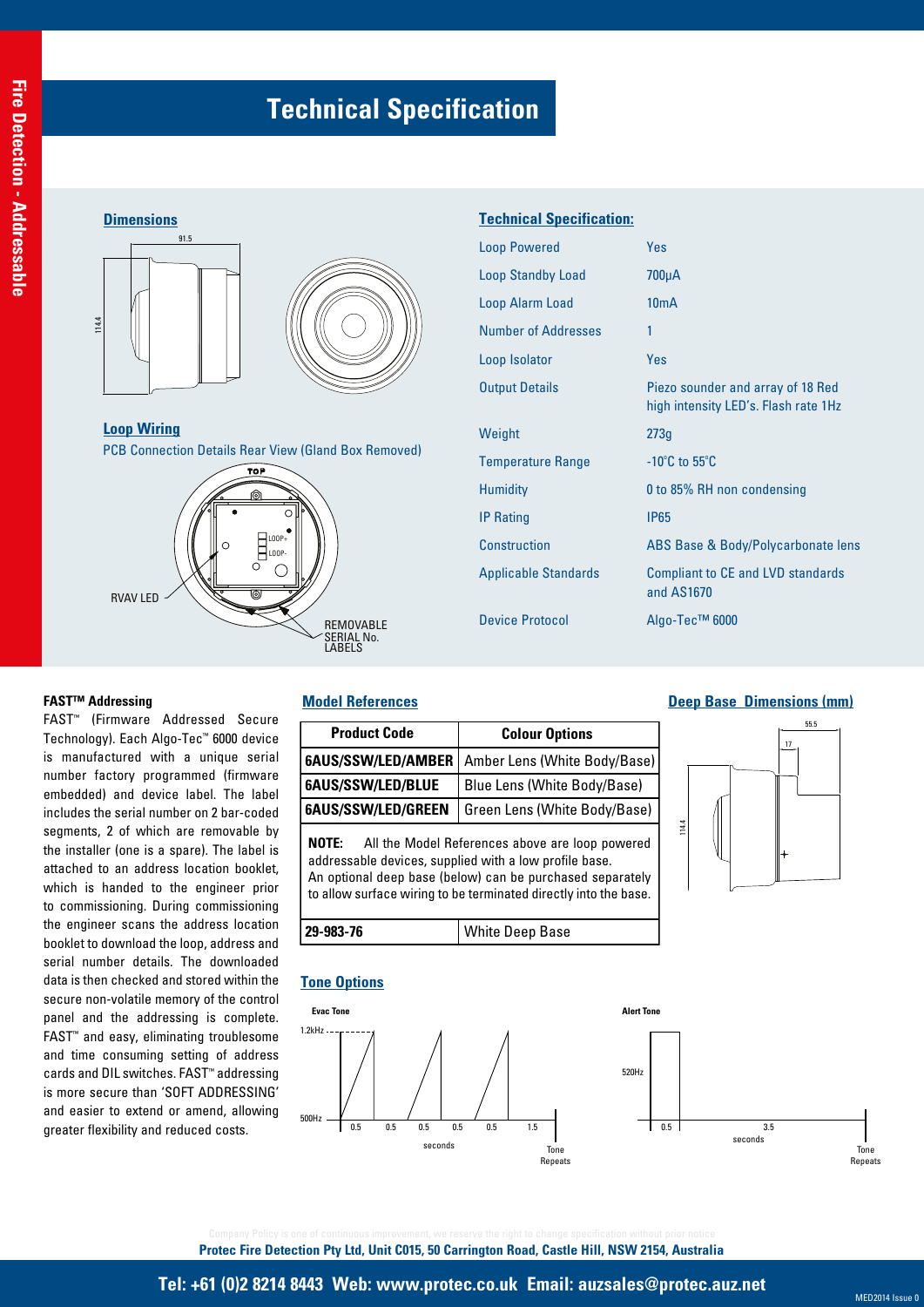# Technical Specification

## Dimensions

91.5

114.4

## Loop Wiring

PCB Connection Details Rear View (Gland Box Removed)

TOP

LOOP+

LOOP-

RVAV LED

REMOVABLE SERIAL No. LABELS

## Technical Specification:

| | |
|---|---|
| Loop Powered | Yes |
| Loop Standby Load | 700μA |
| Loop Alarm Load | 10mA |
| Number of Addresses | 1 |
| Loop Isolator | Yes |
| Output Details | Piezo sounder and array of 18 Red high intensity LED's. Flash rate 1Hz |
| Weight | 273g |
| Temperature Range | -10°C to 55°C |
| Humidity | 0 to 85% RH non condensing |
| IP Rating | IP65 |
| Construction | ABS Base & Body/Polycarbonate lens |
| Applicable Standards | Compliant to CE and LVD standards and AS1670 |
| Device Protocol | Algo-Tec™ 6000 |

**FAST™ Addressing**

FAST™ (Firmware Addressed Secure Technology). Each Algo-Tec™ 6000 device is manufactured with a unique serial number factory programmed (firmware embedded) and device label. The label includes the serial number on 2 bar-coded segments, 2 of which are removable by the installer (one is a spare). The label is attached to an address location booklet, which is handed to the engineer prior to commissioning. During commissioning the engineer scans the address location booklet to download the loop, address and serial number details. The downloaded data is then checked and stored within the secure non-volatile memory of the control panel and the addressing is complete. FAST™ and easy, eliminating troublesome and time consuming setting of address cards and DIL switches. FAST™ addressing is more secure than 'SOFT ADDRESSING' and easier to extend or amend, allowing greater flexibility and reduced costs.

## Model References

| Product Code | Colour Options |
|---|---|
| 6AUS/SSW/LED/AMBER | Amber Lens (White Body/Base) |
| 6AUS/SSW/LED/BLUE | Blue Lens (White Body/Base) |
| 6AUS/SSW/LED/GREEN | Green Lens (White Body/Base) |

**NOTE:** All the Model References above are loop powered addressable devices, supplied with a low profile base.
An optional deep base (below) can be purchased separately to allow surface wiring to be terminated directly into the base.

| | |
|---|---|
| 29-983-76 | White Deep Base |

## Deep Base Dimensions (mm)

55.5

17

114.4

## Tone Options

Evac Tone

1.2kHz

500Hz

0.5 0.5 0.5 0.5 0.5 1.5

seconds

Tone Repeats

Alert Tone

520Hz

0.5 3.5

seconds

Tone Repeats

Company Policy is one of continuous improvement, we reserve the right to change specification without prior notice

**Protec Fire Detection Pty Ltd, Unit C015, 50 Carrington Road, Castle Hill, NSW 2154, Australia**

**Tel: +61 (0)2 8214 8443 Web: www.protec.co.uk Email: auzsales@protec.auz.net**

MED2014 Issue 0